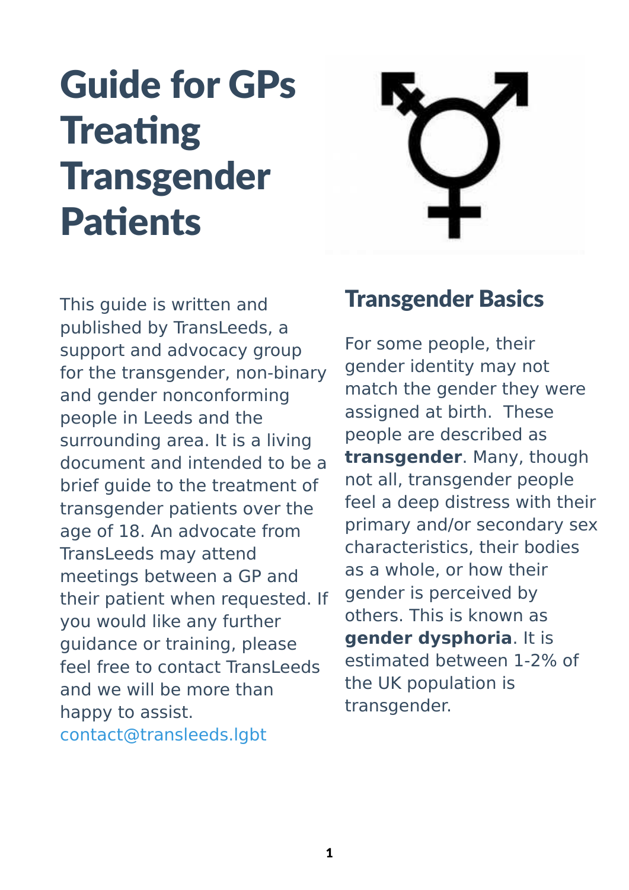# Guide for GPs Treating Transgender Patients

This guide is written and published by TransLeeds, a support and advocacy group for the transgender, non-binary and gender nonconforming people in Leeds and the surrounding area. It is a living document and intended to be a brief guide to the treatment of transgender patients over the age of 18. An advocate from TransLeeds may attend meetings between a GP and their patient when requested. If you would like any further guidance or training, please feel free to contact TransLeeds and we will be more than happy to assist.
contact@transleeds.lgbt

## Transgender Basics

For some people, their gender identity may not match the gender they were assigned at birth. These people are described as **transgender**. Many, though not all, transgender people feel a deep distress with their primary and/or secondary sex characteristics, their bodies as a whole, or how their gender is perceived by others. This is known as **gender dysphoria**. It is estimated between 1-2% of the UK population is transgender.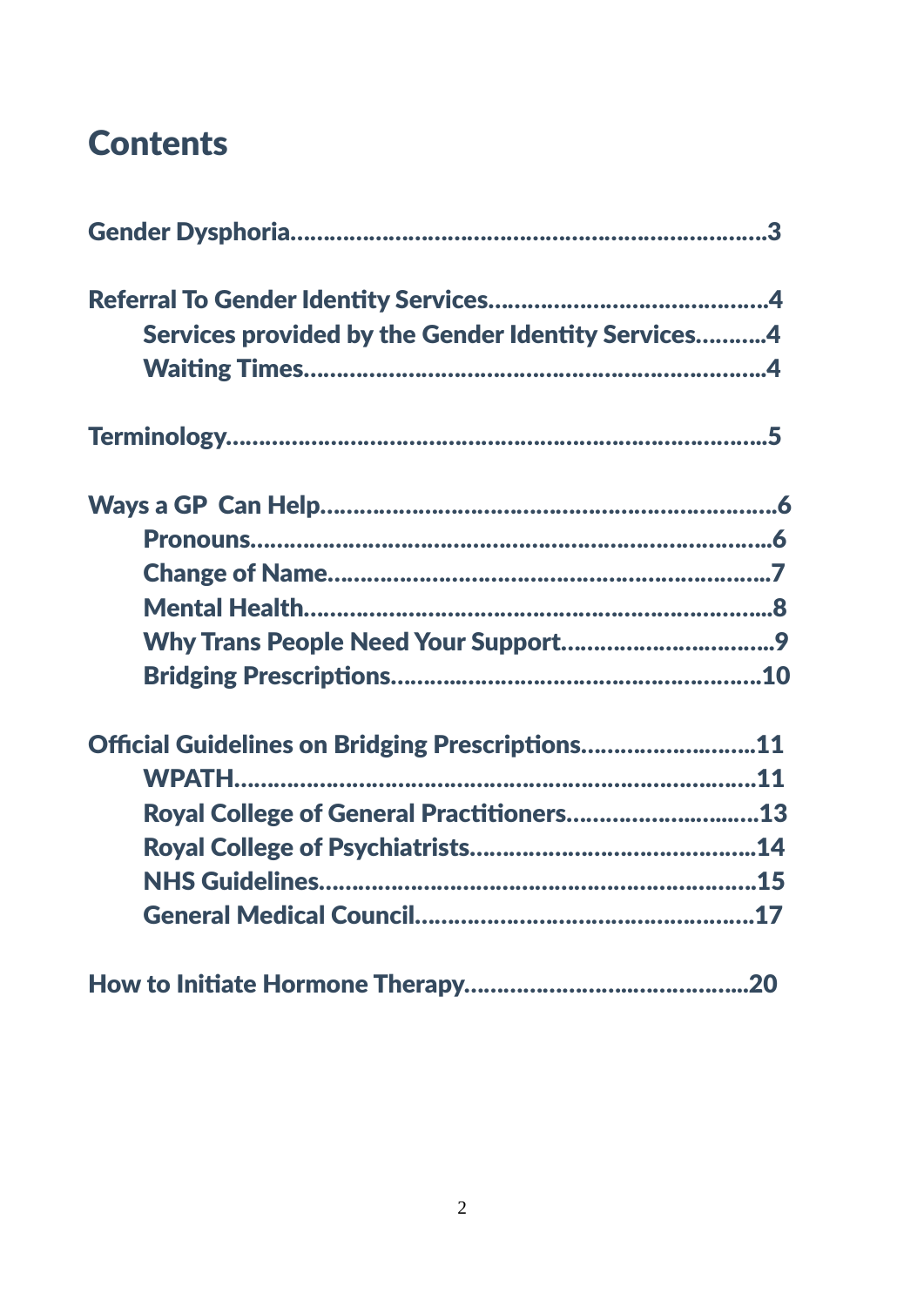# Contents

Gender Dysphoria....................................................................3

Referral To Gender Identity Services.......................................4
- Services provided by the Gender Identity Services..........4
- Waiting Times.....................................................................4

Terminology...............................................................................5

Ways a GP Can Help....................................................................6
- Pronouns.............................................................................6
- Change of Name.................................................................7
- Mental Health......................................................................8
- Why Trans People Need Your Support...............................9
- Bridging Prescriptions.......................................................10

Official Guidelines on Bridging Prescriptions........................11
- WPATH...............................................................................11
- Royal College of General Practitioners.............................13
- Royal College of Psychiatrists...........................................14
- NHS Guidelines.................................................................15
- General Medical Council...................................................17

How to Initiate Hormone Therapy...........................................20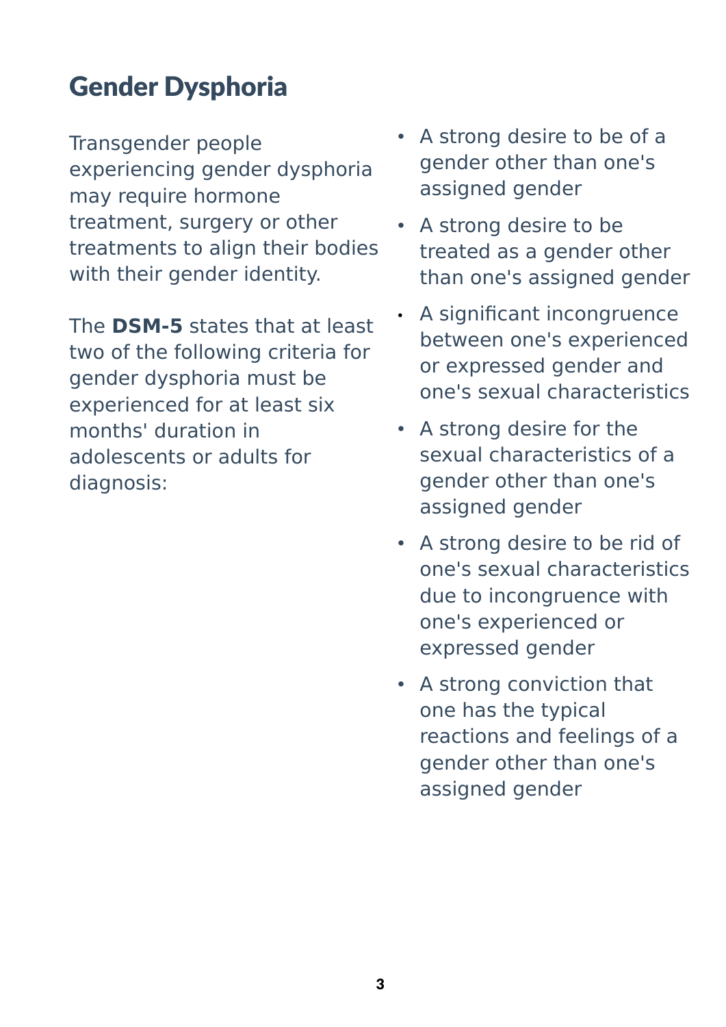## Gender Dysphoria

Transgender people experiencing gender dysphoria may require hormone treatment, surgery or other treatments to align their bodies with their gender identity.

The **DSM-5** states that at least two of the following criteria for gender dysphoria must be experienced for at least six months' duration in adolescents or adults for diagnosis:

- A strong desire to be of a gender other than one's assigned gender
- A strong desire to be treated as a gender other than one's assigned gender
- A significant incongruence between one's experienced or expressed gender and one's sexual characteristics
- A strong desire for the sexual characteristics of a gender other than one's assigned gender
- A strong desire to be rid of one's sexual characteristics due to incongruence with one's experienced or expressed gender
- A strong conviction that one has the typical reactions and feelings of a gender other than one's assigned gender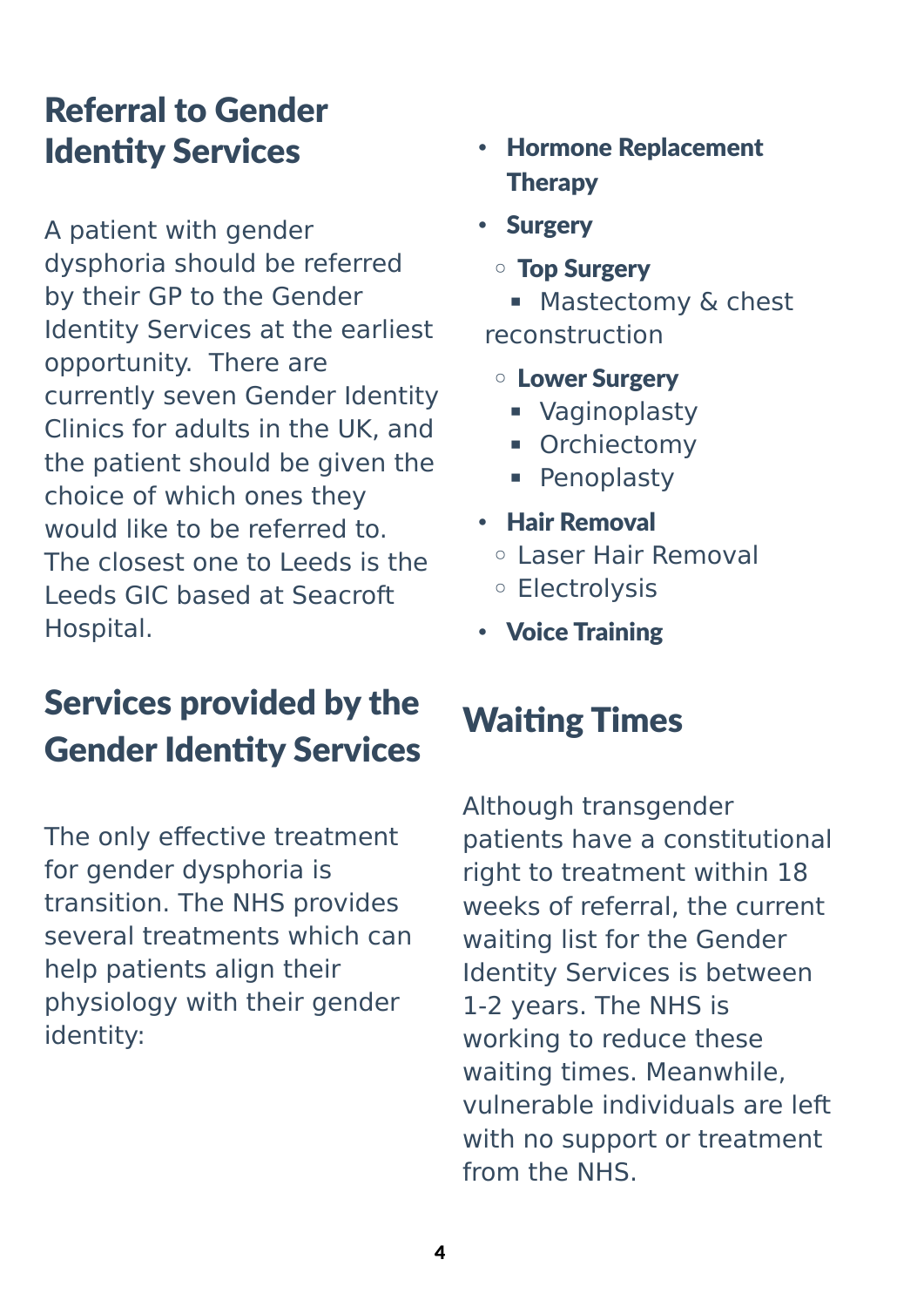## Referral to Gender Identity Services

A patient with gender dysphoria should be referred by their GP to the Gender Identity Services at the earliest opportunity. There are currently seven Gender Identity Clinics for adults in the UK, and the patient should be given the choice of which ones they would like to be referred to. The closest one to Leeds is the Leeds GIC based at Seacroft Hospital.

## Services provided by the Gender Identity Services

The only effective treatment for gender dysphoria is transition. The NHS provides several treatments which can help patients align their physiology with their gender identity:

- **Hormone Replacement Therapy**
- **Surgery**
  - **Top Surgery**
    - Mastectomy & chest reconstruction
  - **Lower Surgery**
    - Vaginoplasty
    - Orchiectomy
    - Penoplasty
- **Hair Removal**
  - Laser Hair Removal
  - Electrolysis
- **Voice Training**

## Waiting Times

Although transgender patients have a constitutional right to treatment within 18 weeks of referral, the current waiting list for the Gender Identity Services is between 1-2 years. The NHS is working to reduce these waiting times. Meanwhile, vulnerable individuals are left with no support or treatment from the NHS.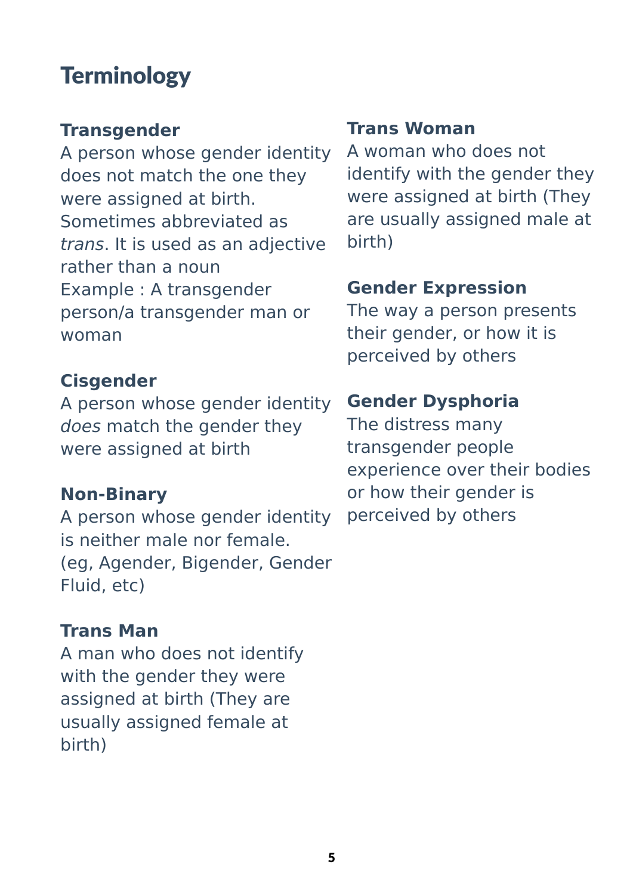# Terminology

**Transgender**
A person whose gender identity does not match the one they were assigned at birth. Sometimes abbreviated as *trans*. It is used as an adjective rather than a noun
Example : A transgender person/a transgender man or woman

**Cisgender**
A person whose gender identity *does* match the gender they were assigned at birth

**Non-Binary**
A person whose gender identity is neither male nor female. (eg, Agender, Bigender, Gender Fluid, etc)

**Trans Man**
A man who does not identify with the gender they were assigned at birth (They are usually assigned female at birth)

**Trans Woman**
A woman who does not identify with the gender they were assigned at birth (They are usually assigned male at birth)

**Gender Expression**
The way a person presents their gender, or how it is perceived by others

**Gender Dysphoria**
The distress many transgender people experience over their bodies or how their gender is perceived by others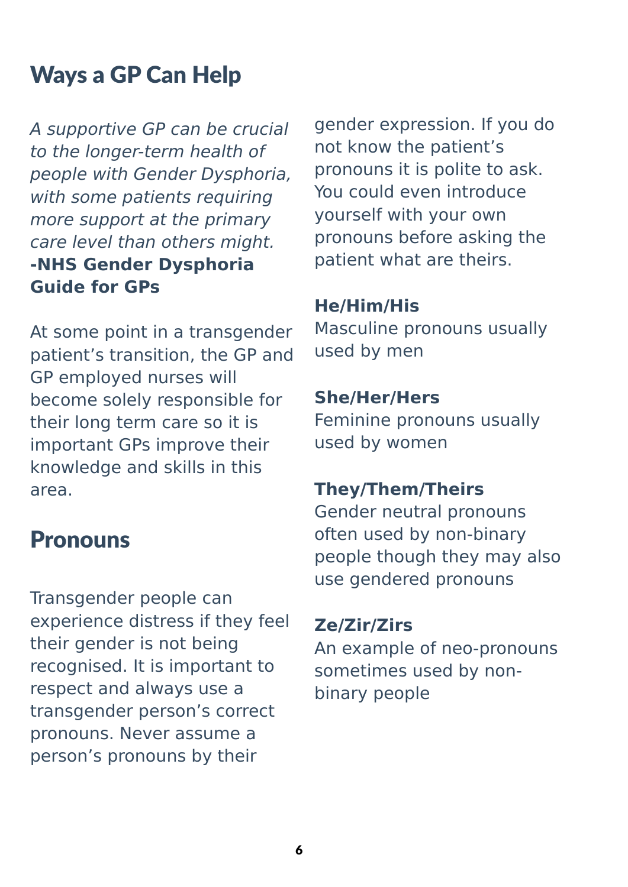# Ways a GP Can Help

*A supportive GP can be crucial to the longer-term health of people with Gender Dysphoria, with some patients requiring more support at the primary care level than others might.*
**-NHS Gender Dysphoria Guide for GPs**

At some point in a transgender patient's transition, the GP and GP employed nurses will become solely responsible for their long term care so it is important GPs improve their knowledge and skills in this area.

## Pronouns

Transgender people can experience distress if they feel their gender is not being recognised. It is important to respect and always use a transgender person's correct pronouns. Never assume a person's pronouns by their gender expression. If you do not know the patient's pronouns it is polite to ask. You could even introduce yourself with your own pronouns before asking the patient what are theirs.

**He/Him/His**
Masculine pronouns usually used by men

**She/Her/Hers**
Feminine pronouns usually used by women

**They/Them/Theirs**
Gender neutral pronouns often used by non-binary people though they may also use gendered pronouns

**Ze/Zir/Zirs**
An example of neo-pronouns sometimes used by non-binary people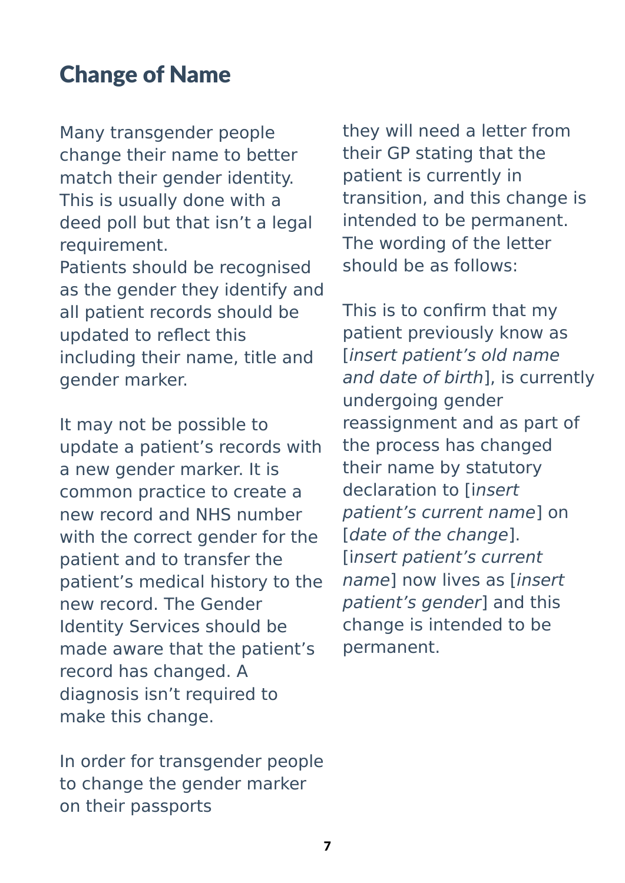## Change of Name

Many transgender people change their name to better match their gender identity. This is usually done with a deed poll but that isn't a legal requirement.
Patients should be recognised as the gender they identify and all patient records should be updated to reflect this including their name, title and gender marker.

It may not be possible to update a patient's records with a new gender marker. It is common practice to create a new record and NHS number with the correct gender for the patient and to transfer the patient's medical history to the new record. The Gender Identity Services should be made aware that the patient's record has changed. A diagnosis isn't required to make this change.

In order for transgender people to change the gender marker on their passports they will need a letter from their GP stating that the patient is currently in transition, and this change is intended to be permanent. The wording of the letter should be as follows:

This is to confirm that my patient previously know as [*insert patient's old name and date of birth*], is currently undergoing gender reassignment and as part of the process has changed their name by statutory declaration to [*insert patient's current name*] on [*date of the change*]. [*insert patient's current name*] now lives as [*insert patient's gender*] and this change is intended to be permanent.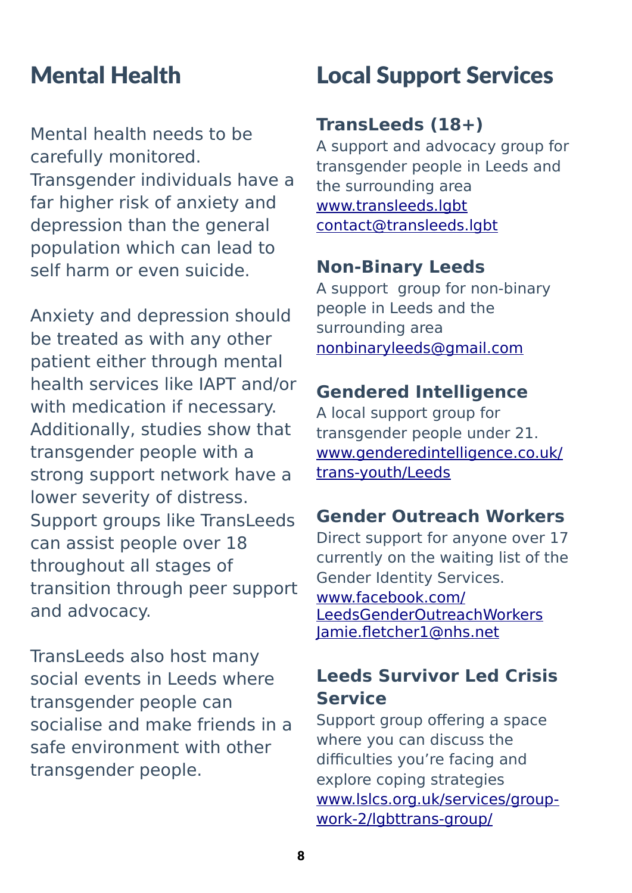## Mental Health

Mental health needs to be carefully monitored. Transgender individuals have a far higher risk of anxiety and depression than the general population which can lead to self harm or even suicide.

Anxiety and depression should be treated as with any other patient either through mental health services like IAPT and/or with medication if necessary. Additionally, studies show that transgender people with a strong support network have a lower severity of distress. Support groups like TransLeeds can assist people over 18 throughout all stages of transition through peer support and advocacy.

TransLeeds also host many social events in Leeds where transgender people can socialise and make friends in a safe environment with other transgender people.

## Local Support Services

### TransLeeds (18+)

A support and advocacy group for transgender people in Leeds and the surrounding area
www.transleeds.lgbt
contact@transleeds.lgbt

### Non-Binary Leeds

A support group for non-binary people in Leeds and the surrounding area
nonbinaryleeds@gmail.com

### Gendered Intelligence

A local support group for transgender people under 21.
www.genderedintelligence.co.uk/trans-youth/Leeds

### Gender Outreach Workers

Direct support for anyone over 17 currently on the waiting list of the Gender Identity Services.
www.facebook.com/LeedsGenderOutreachWorkers
Jamie.fletcher1@nhs.net

### Leeds Survivor Led Crisis Service

Support group offering a space where you can discuss the difficulties you're facing and explore coping strategies
www.lslcs.org.uk/services/group-work-2/lgbttrans-group/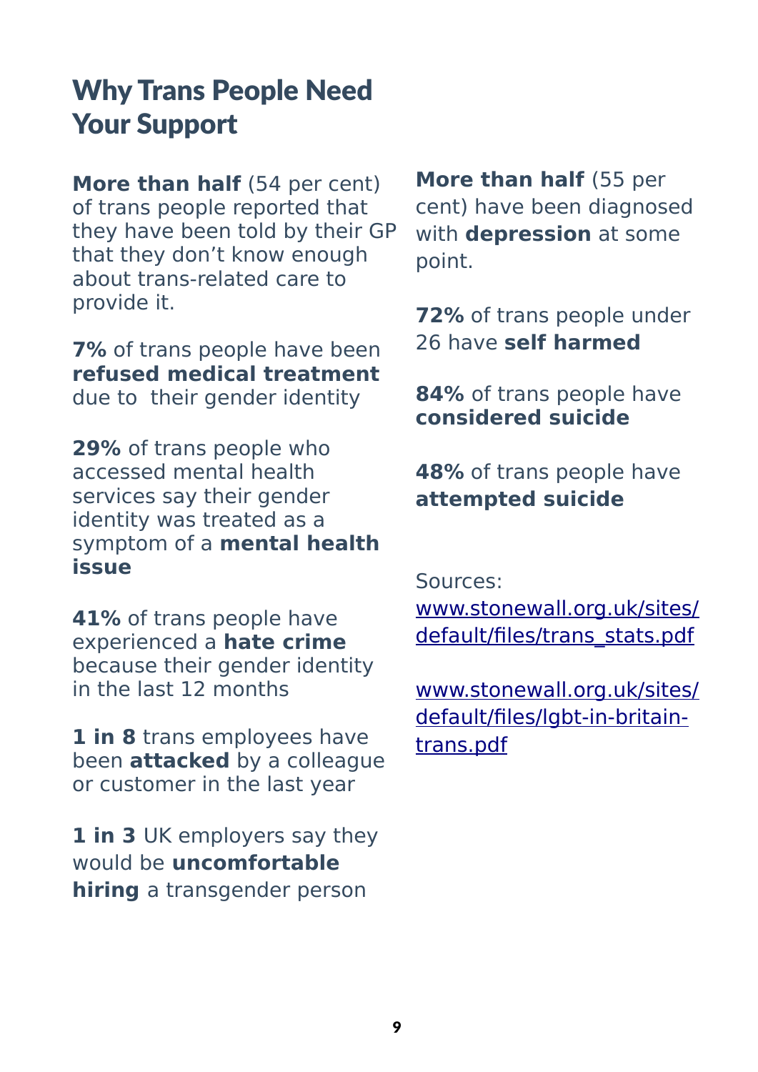# Why Trans People Need Your Support

**More than half** (54 per cent) of trans people reported that they have been told by their GP that they don't know enough about trans-related care to provide it.

**7%** of trans people have been **refused medical treatment** due to their gender identity

**29%** of trans people who accessed mental health services say their gender identity was treated as a symptom of a **mental health issue**

**41%** of trans people have experienced a **hate crime** because their gender identity in the last 12 months

**1 in 8** trans employees have been **attacked** by a colleague or customer in the last year

**1 in 3** UK employers say they would be **uncomfortable hiring** a transgender person

**More than half** (55 per cent) have been diagnosed with **depression** at some point.

**72%** of trans people under 26 have **self harmed**

**84%** of trans people have **considered suicide**

**48%** of trans people have **attempted suicide**

Sources:
www.stonewall.org.uk/sites/default/files/trans_stats.pdf

www.stonewall.org.uk/sites/default/files/lgbt-in-britain-trans.pdf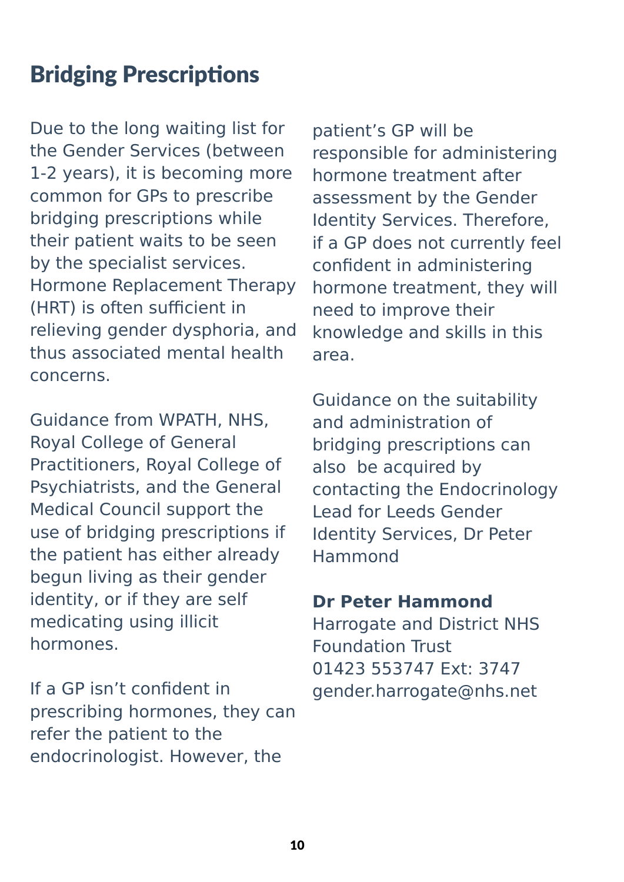## Bridging Prescriptions

Due to the long waiting list for the Gender Services (between 1-2 years), it is becoming more common for GPs to prescribe bridging prescriptions while their patient waits to be seen by the specialist services. Hormone Replacement Therapy (HRT) is often sufficient in relieving gender dysphoria, and thus associated mental health concerns.

Guidance from WPATH, NHS, Royal College of General Practitioners, Royal College of Psychiatrists, and the General Medical Council support the use of bridging prescriptions if the patient has either already begun living as their gender identity, or if they are self medicating using illicit hormones.

If a GP isn't confident in prescribing hormones, they can refer the patient to the endocrinologist. However, the patient's GP will be responsible for administering hormone treatment after assessment by the Gender Identity Services. Therefore, if a GP does not currently feel confident in administering hormone treatment, they will need to improve their knowledge and skills in this area.

Guidance on the suitability and administration of bridging prescriptions can also be acquired by contacting the Endocrinology Lead for Leeds Gender Identity Services, Dr Peter Hammond

**Dr Peter Hammond**
Harrogate and District NHS Foundation Trust
01423 553747 Ext: 3747
gender.harrogate@nhs.net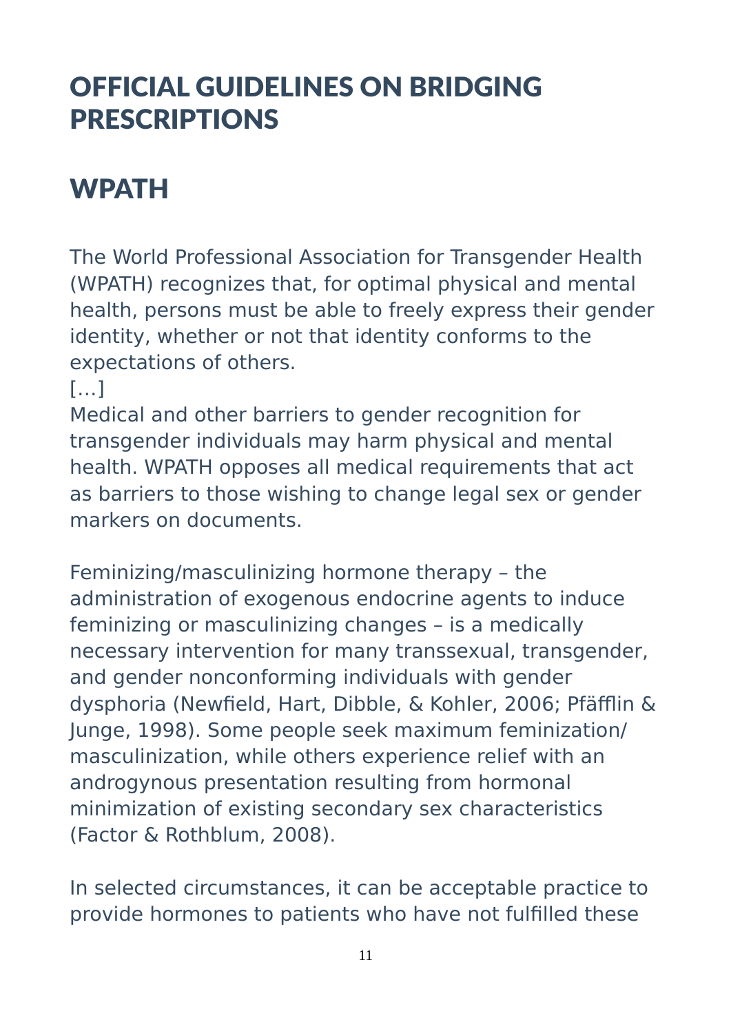# OFFICIAL GUIDELINES ON BRIDGING PRESCRIPTIONS

## WPATH

The World Professional Association for Transgender Health (WPATH) recognizes that, for optimal physical and mental health, persons must be able to freely express their gender identity, whether or not that identity conforms to the expectations of others.
[…]
Medical and other barriers to gender recognition for transgender individuals may harm physical and mental health. WPATH opposes all medical requirements that act as barriers to those wishing to change legal sex or gender markers on documents.

Feminizing/masculinizing hormone therapy – the administration of exogenous endocrine agents to induce feminizing or masculinizing changes – is a medically necessary intervention for many transsexual, transgender, and gender nonconforming individuals with gender dysphoria (Newfield, Hart, Dibble, & Kohler, 2006; Pfäfflin & Junge, 1998). Some people seek maximum feminization/masculinization, while others experience relief with an androgynous presentation resulting from hormonal minimization of existing secondary sex characteristics (Factor & Rothblum, 2008).

In selected circumstances, it can be acceptable practice to provide hormones to patients who have not fulfilled these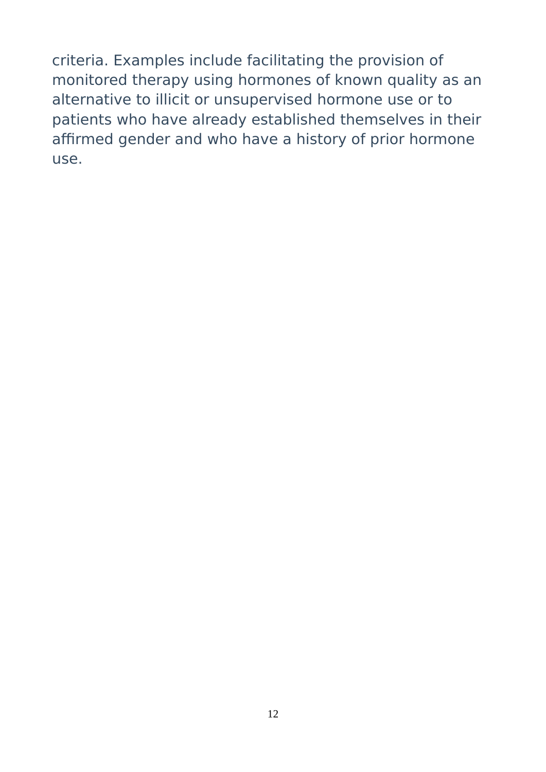criteria. Examples include facilitating the provision of monitored therapy using hormones of known quality as an alternative to illicit or unsupervised hormone use or to patients who have already established themselves in their affirmed gender and who have a history of prior hormone use.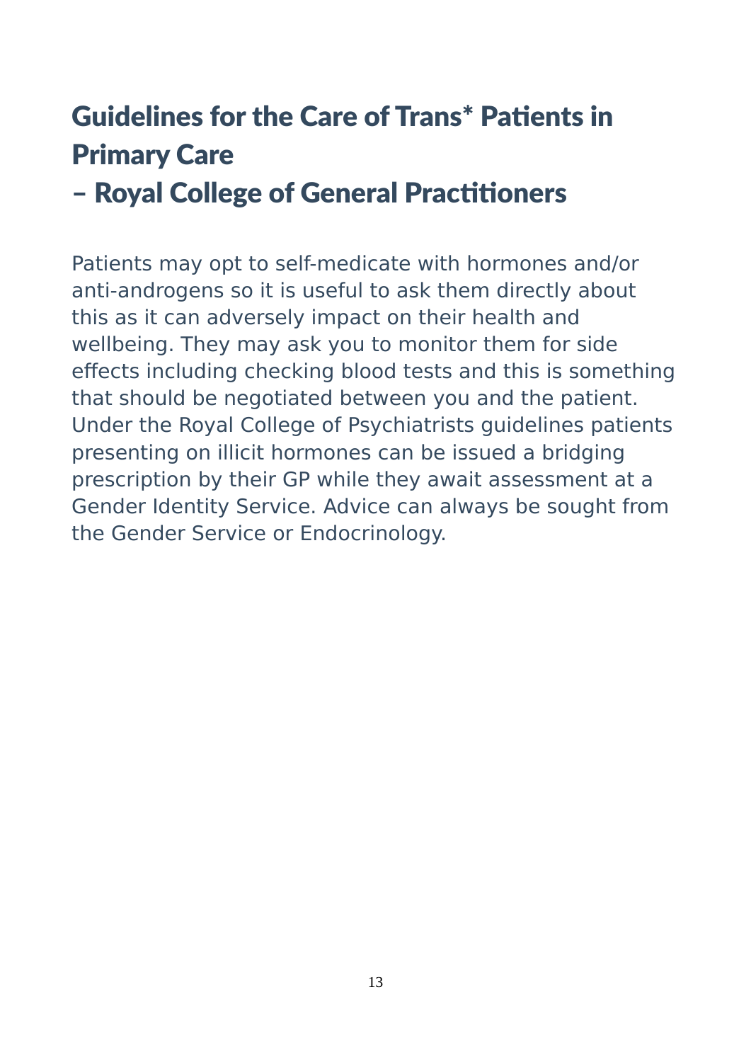## Guidelines for the Care of Trans* Patients in Primary Care
## – Royal College of General Practitioners

Patients may opt to self-medicate with hormones and/or anti-androgens so it is useful to ask them directly about this as it can adversely impact on their health and wellbeing. They may ask you to monitor them for side effects including checking blood tests and this is something that should be negotiated between you and the patient. Under the Royal College of Psychiatrists guidelines patients presenting on illicit hormones can be issued a bridging prescription by their GP while they await assessment at a Gender Identity Service. Advice can always be sought from the Gender Service or Endocrinology.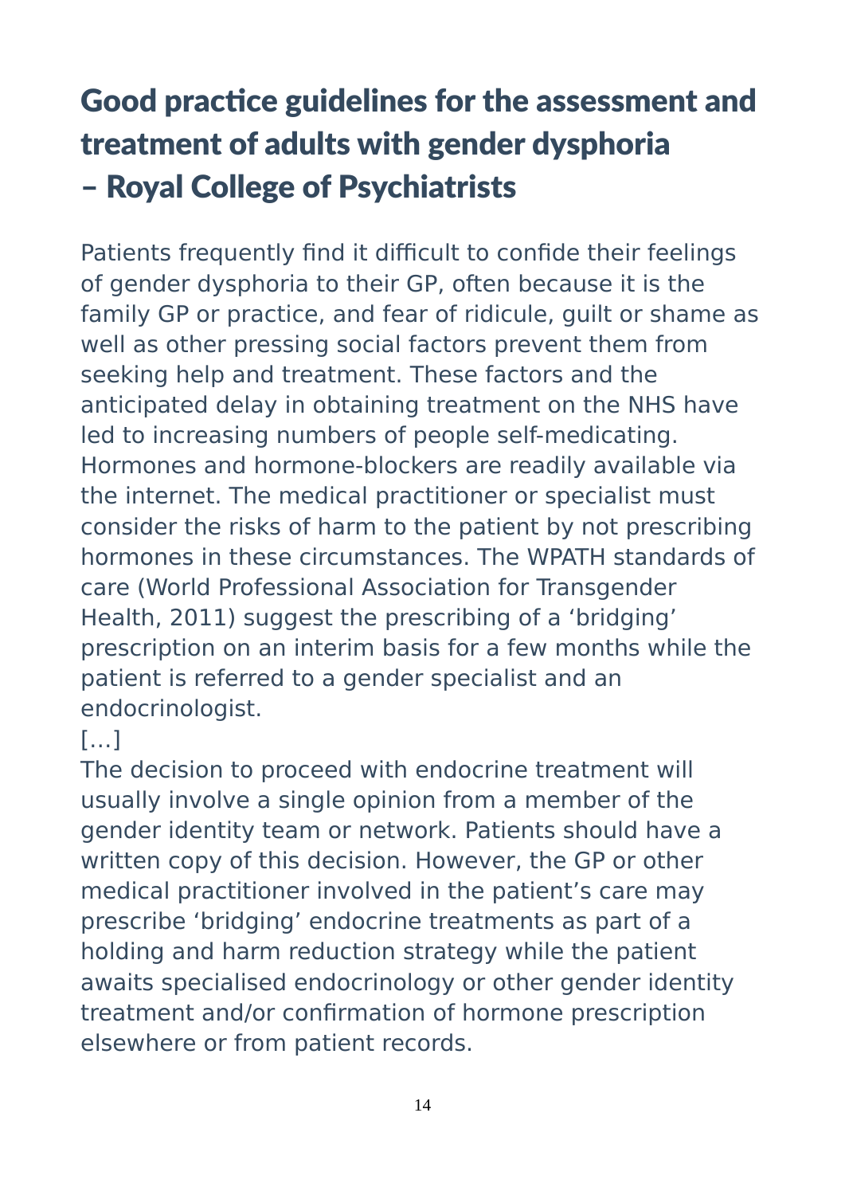# Good practice guidelines for the assessment and treatment of adults with gender dysphoria – Royal College of Psychiatrists

Patients frequently find it difficult to confide their feelings of gender dysphoria to their GP, often because it is the family GP or practice, and fear of ridicule, guilt or shame as well as other pressing social factors prevent them from seeking help and treatment. These factors and the anticipated delay in obtaining treatment on the NHS have led to increasing numbers of people self-medicating. Hormones and hormone-blockers are readily available via the internet. The medical practitioner or specialist must consider the risks of harm to the patient by not prescribing hormones in these circumstances. The WPATH standards of care (World Professional Association for Transgender Health, 2011) suggest the prescribing of a 'bridging' prescription on an interim basis for a few months while the patient is referred to a gender specialist and an endocrinologist.

[…]

The decision to proceed with endocrine treatment will usually involve a single opinion from a member of the gender identity team or network. Patients should have a written copy of this decision. However, the GP or other medical practitioner involved in the patient's care may prescribe 'bridging' endocrine treatments as part of a holding and harm reduction strategy while the patient awaits specialised endocrinology or other gender identity treatment and/or confirmation of hormone prescription elsewhere or from patient records.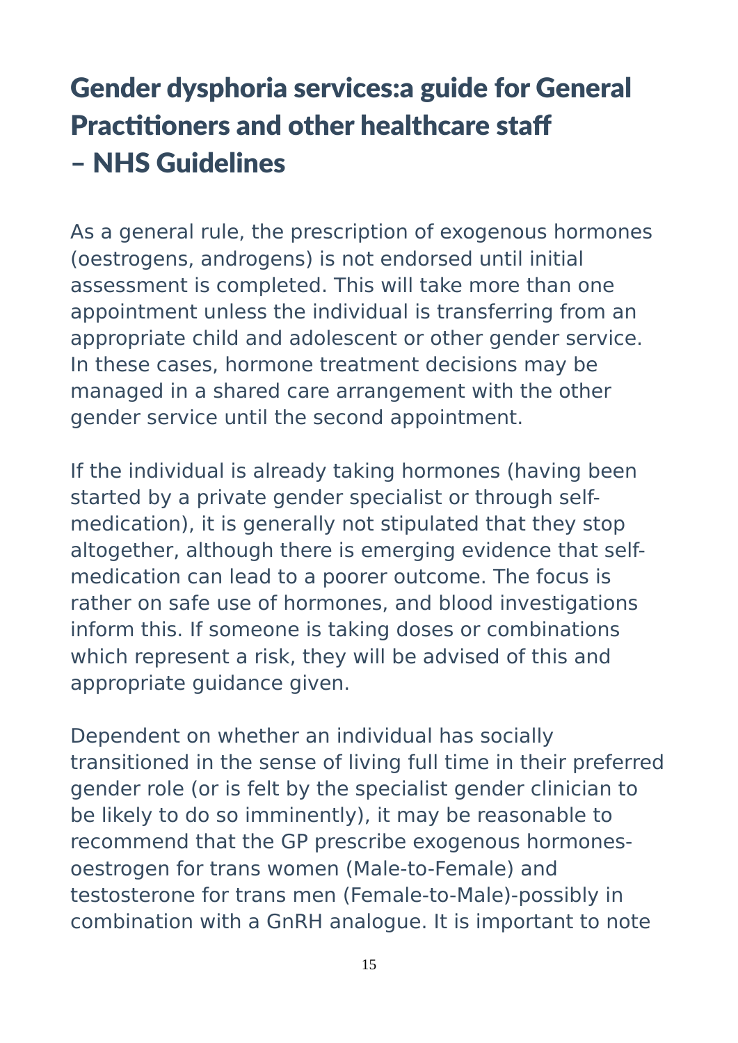# Gender dysphoria services:a guide for General Practitioners and other healthcare staff – NHS Guidelines

As a general rule, the prescription of exogenous hormones (oestrogens, androgens) is not endorsed until initial assessment is completed. This will take more than one appointment unless the individual is transferring from an appropriate child and adolescent or other gender service. In these cases, hormone treatment decisions may be managed in a shared care arrangement with the other gender service until the second appointment.

If the individual is already taking hormones (having been started by a private gender specialist or through self-medication), it is generally not stipulated that they stop altogether, although there is emerging evidence that self-medication can lead to a poorer outcome. The focus is rather on safe use of hormones, and blood investigations inform this. If someone is taking doses or combinations which represent a risk, they will be advised of this and appropriate guidance given.

Dependent on whether an individual has socially transitioned in the sense of living full time in their preferred gender role (or is felt by the specialist gender clinician to be likely to do so imminently), it may be reasonable to recommend that the GP prescribe exogenous hormones-oestrogen for trans women (Male-to-Female) and testosterone for trans men (Female-to-Male)-possibly in combination with a GnRH analogue. It is important to note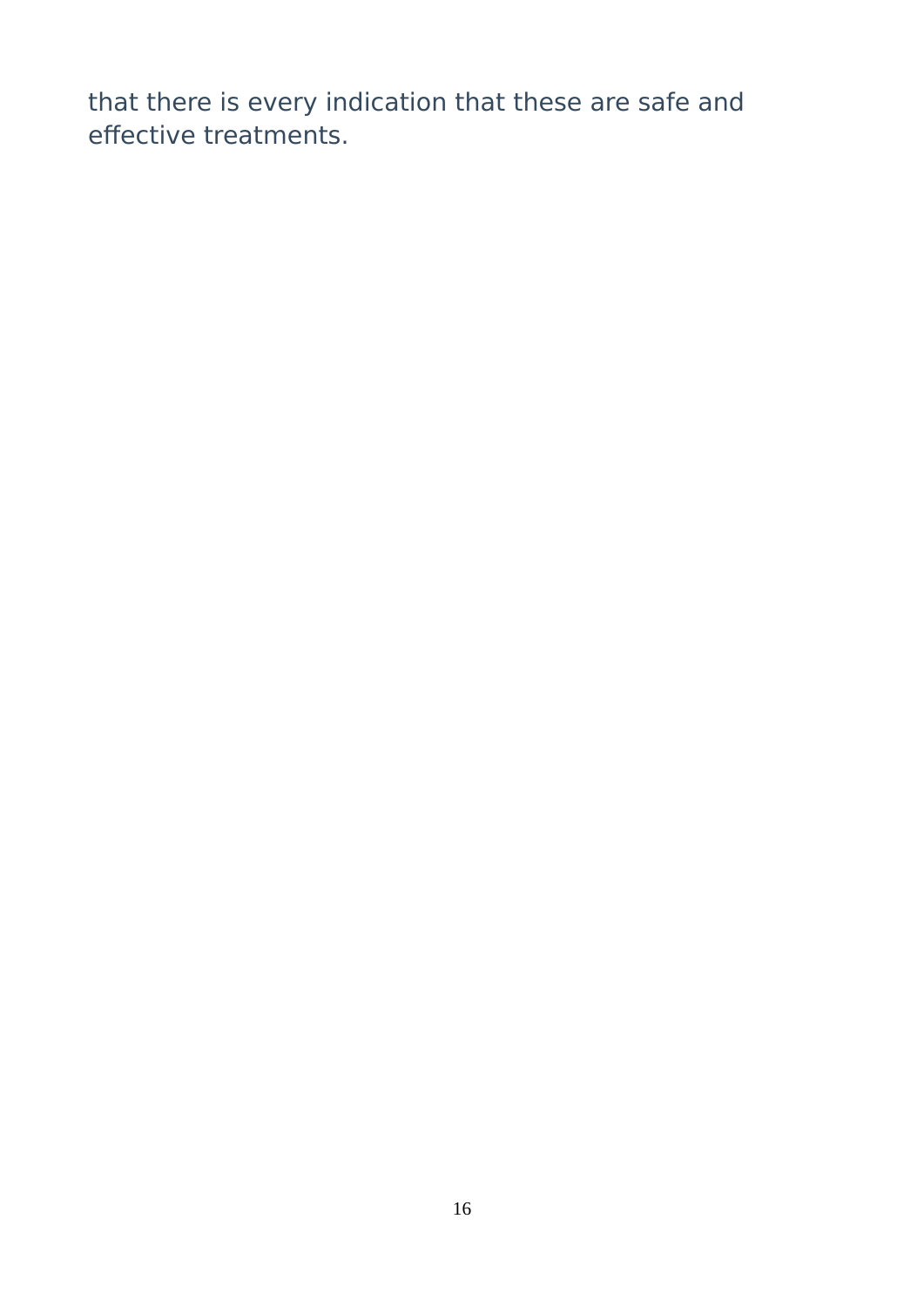that there is every indication that these are safe and effective treatments.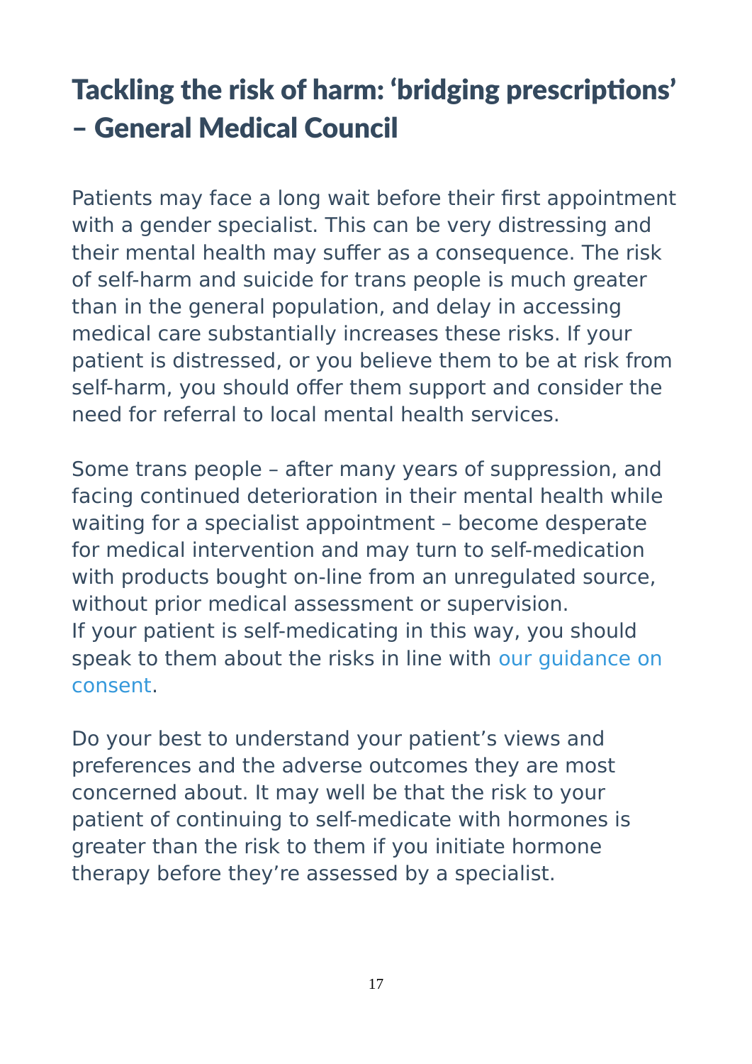# Tackling the risk of harm: 'bridging prescriptions' – General Medical Council

Patients may face a long wait before their first appointment with a gender specialist. This can be very distressing and their mental health may suffer as a consequence. The risk of self-harm and suicide for trans people is much greater than in the general population, and delay in accessing medical care substantially increases these risks. If your patient is distressed, or you believe them to be at risk from self-harm, you should offer them support and consider the need for referral to local mental health services.

Some trans people – after many years of suppression, and facing continued deterioration in their mental health while waiting for a specialist appointment – become desperate for medical intervention and may turn to self-medication with products bought on-line from an unregulated source, without prior medical assessment or supervision. If your patient is self-medicating in this way, you should speak to them about the risks in line with our guidance on consent.

Do your best to understand your patient's views and preferences and the adverse outcomes they are most concerned about. It may well be that the risk to your patient of continuing to self-medicate with hormones is greater than the risk to them if you initiate hormone therapy before they're assessed by a specialist.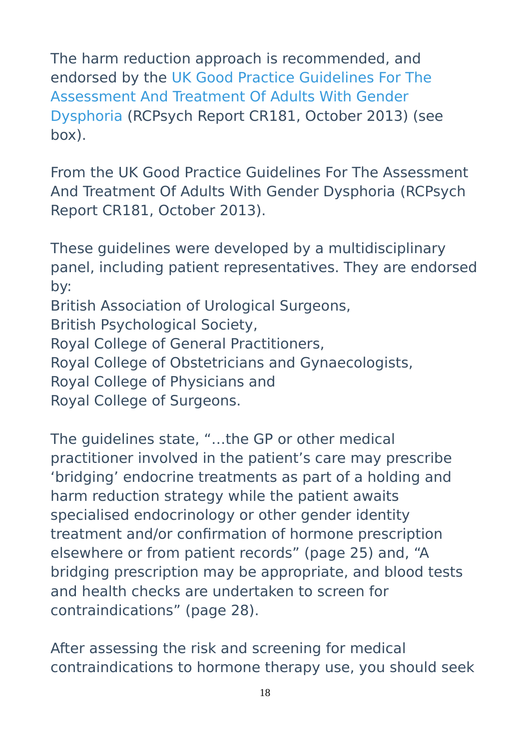The harm reduction approach is recommended, and endorsed by the UK Good Practice Guidelines For The Assessment And Treatment Of Adults With Gender Dysphoria (RCPsych Report CR181, October 2013) (see box).

From the UK Good Practice Guidelines For The Assessment And Treatment Of Adults With Gender Dysphoria (RCPsych Report CR181, October 2013).

These guidelines were developed by a multidisciplinary panel, including patient representatives. They are endorsed by:
British Association of Urological Surgeons,
British Psychological Society,
Royal College of General Practitioners,
Royal College of Obstetricians and Gynaecologists,
Royal College of Physicians and
Royal College of Surgeons.

The guidelines state, "…the GP or other medical practitioner involved in the patient's care may prescribe 'bridging' endocrine treatments as part of a holding and harm reduction strategy while the patient awaits specialised endocrinology or other gender identity treatment and/or confirmation of hormone prescription elsewhere or from patient records" (page 25) and, "A bridging prescription may be appropriate, and blood tests and health checks are undertaken to screen for contraindications" (page 28).

After assessing the risk and screening for medical contraindications to hormone therapy use, you should seek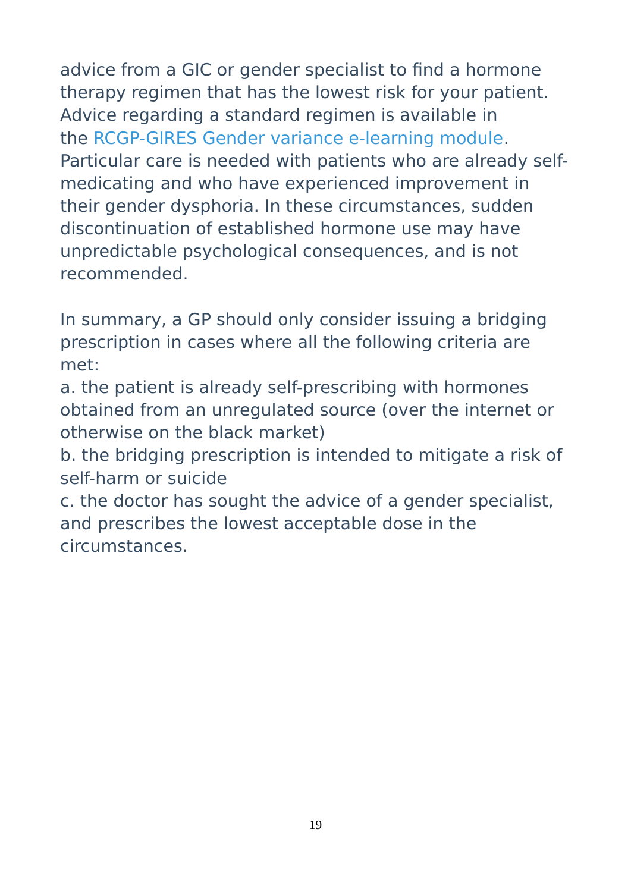advice from a GIC or gender specialist to find a hormone therapy regimen that has the lowest risk for your patient. Advice regarding a standard regimen is available in the RCGP-GIRES Gender variance e-learning module. Particular care is needed with patients who are already self-medicating and who have experienced improvement in their gender dysphoria. In these circumstances, sudden discontinuation of established hormone use may have unpredictable psychological consequences, and is not recommended.

In summary, a GP should only consider issuing a bridging prescription in cases where all the following criteria are met:

a. the patient is already self-prescribing with hormones obtained from an unregulated source (over the internet or otherwise on the black market)

b. the bridging prescription is intended to mitigate a risk of self-harm or suicide

c. the doctor has sought the advice of a gender specialist, and prescribes the lowest acceptable dose in the circumstances.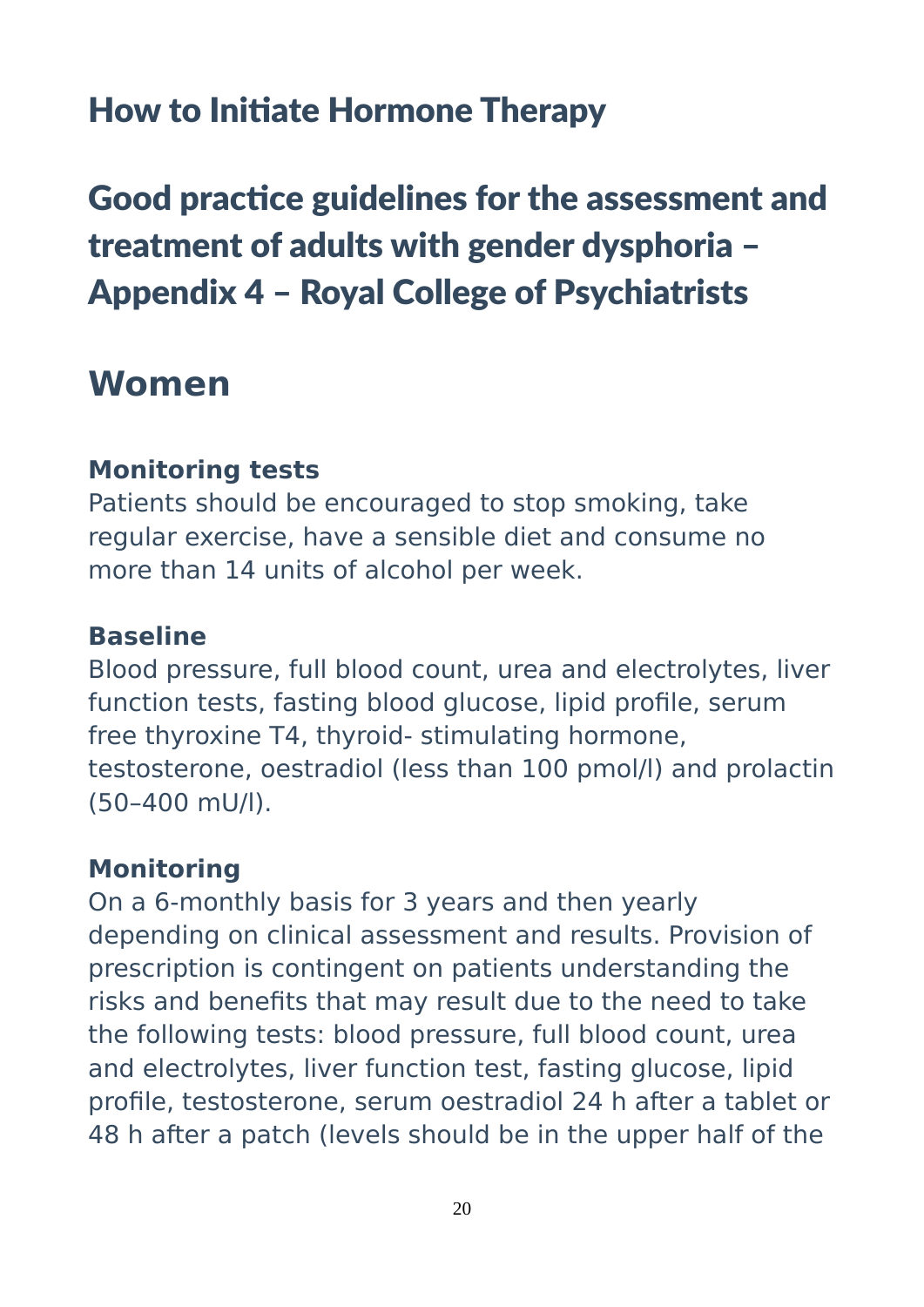# How to Initiate Hormone Therapy

# Good practice guidelines for the assessment and treatment of adults with gender dysphoria – Appendix 4 – Royal College of Psychiatrists

## Women

**Monitoring tests**

Patients should be encouraged to stop smoking, take regular exercise, have a sensible diet and consume no more than 14 units of alcohol per week.

**Baseline**

Blood pressure, full blood count, urea and electrolytes, liver function tests, fasting blood glucose, lipid profile, serum free thyroxine T4, thyroid- stimulating hormone, testosterone, oestradiol (less than 100 pmol/l) and prolactin (50–400 mU/l).

**Monitoring**

On a 6-monthly basis for 3 years and then yearly depending on clinical assessment and results. Provision of prescription is contingent on patients understanding the risks and benefits that may result due to the need to take the following tests: blood pressure, full blood count, urea and electrolytes, liver function test, fasting glucose, lipid profile, testosterone, serum oestradiol 24 h after a tablet or 48 h after a patch (levels should be in the upper half of the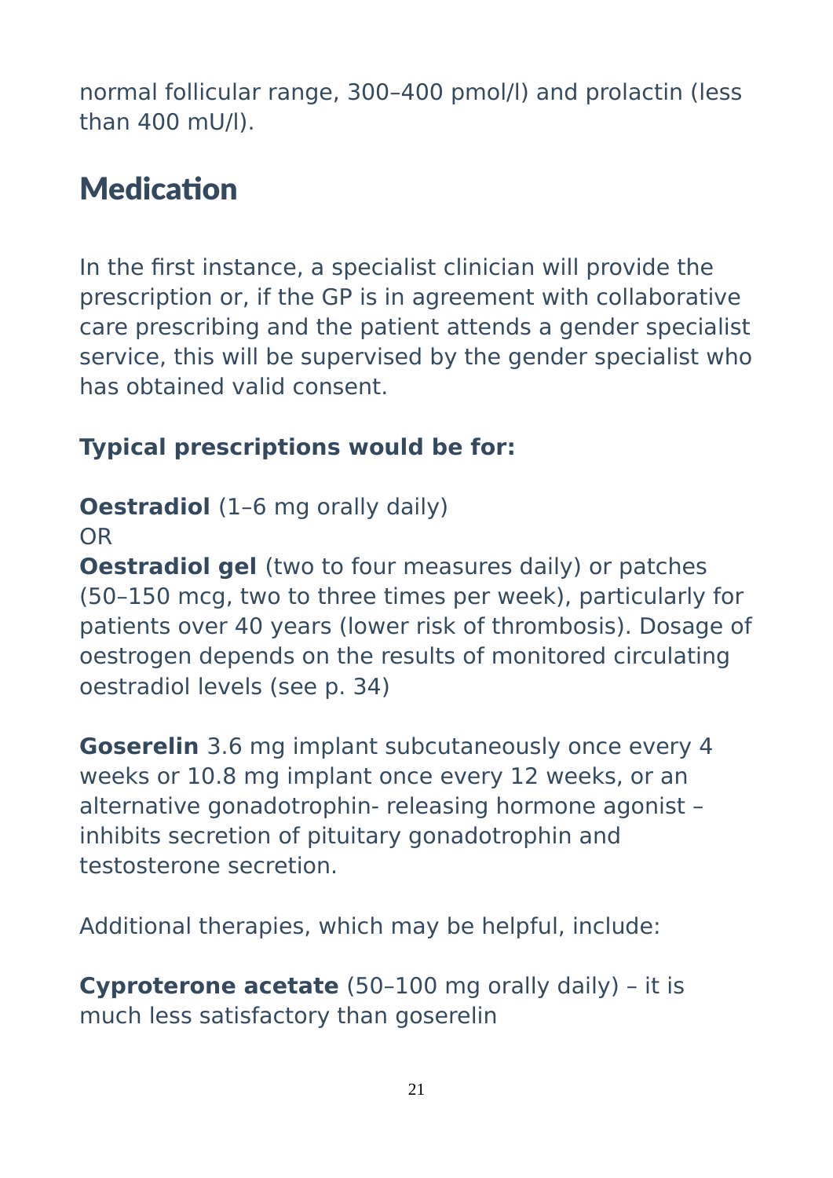normal follicular range, 300–400 pmol/l) and prolactin (less than 400 mU/l).

## Medication

In the first instance, a specialist clinician will provide the prescription or, if the GP is in agreement with collaborative care prescribing and the patient attends a gender specialist service, this will be supervised by the gender specialist who has obtained valid consent.

**Typical prescriptions would be for:**

**Oestradiol** (1–6 mg orally daily)
OR
**Oestradiol gel** (two to four measures daily) or patches (50–150 mcg, two to three times per week), particularly for patients over 40 years (lower risk of thrombosis). Dosage of oestrogen depends on the results of monitored circulating oestradiol levels (see p. 34)

**Goserelin** 3.6 mg implant subcutaneously once every 4 weeks or 10.8 mg implant once every 12 weeks, or an alternative gonadotrophin- releasing hormone agonist – inhibits secretion of pituitary gonadotrophin and testosterone secretion.

Additional therapies, which may be helpful, include:

**Cyproterone acetate** (50–100 mg orally daily) – it is much less satisfactory than goserelin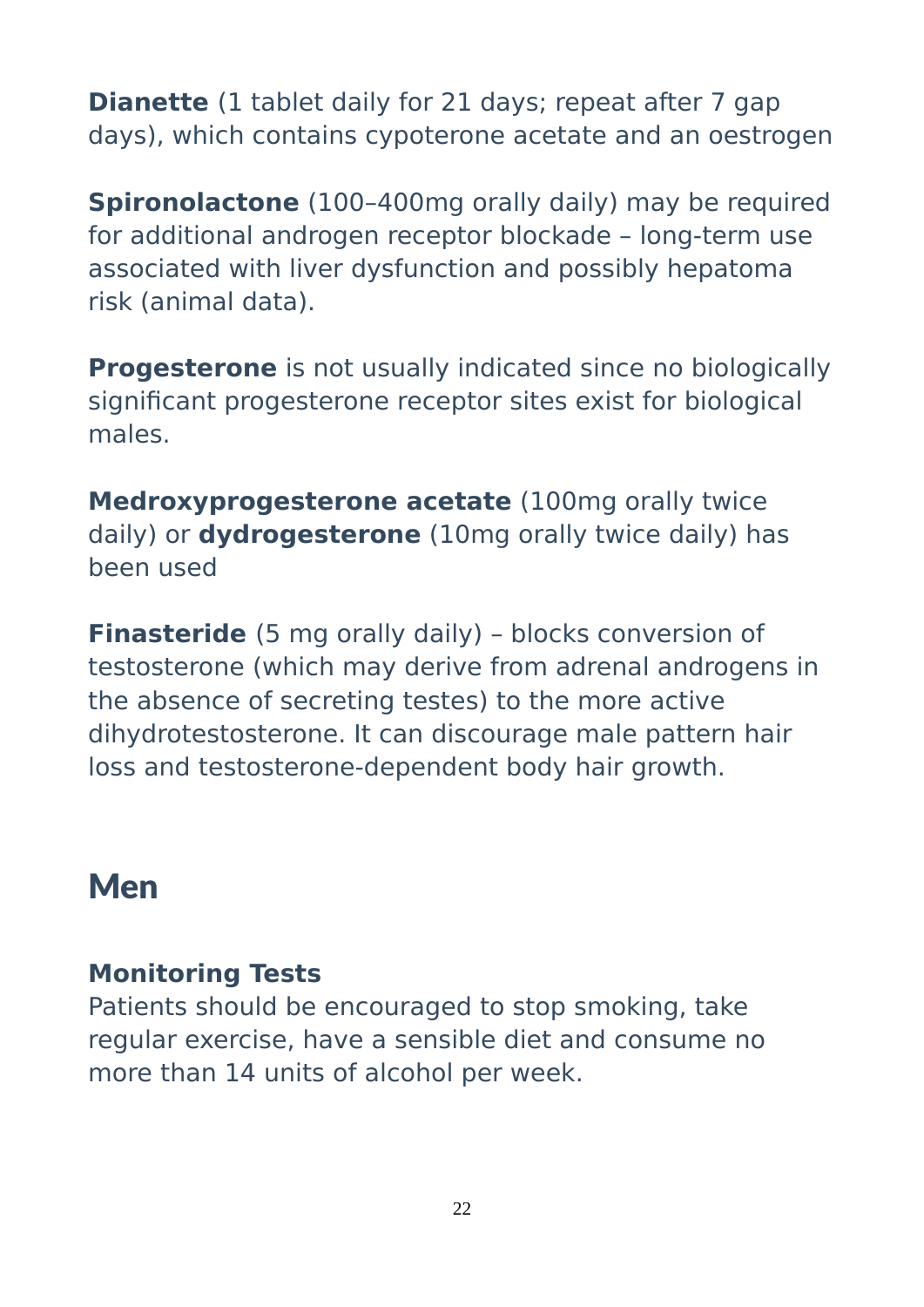**Dianette** (1 tablet daily for 21 days; repeat after 7 gap days), which contains cypoterone acetate and an oestrogen

**Spironolactone** (100–400mg orally daily) may be required for additional androgen receptor blockade – long-term use associated with liver dysfunction and possibly hepatoma risk (animal data).

**Progesterone** is not usually indicated since no biologically significant progesterone receptor sites exist for biological males.

**Medroxyprogesterone acetate** (100mg orally twice daily) or **dydrogesterone** (10mg orally twice daily) has been used

**Finasteride** (5 mg orally daily) – blocks conversion of testosterone (which may derive from adrenal androgens in the absence of secreting testes) to the more active dihydrotestosterone. It can discourage male pattern hair loss and testosterone-dependent body hair growth.

## Men

**Monitoring Tests**
Patients should be encouraged to stop smoking, take regular exercise, have a sensible diet and consume no more than 14 units of alcohol per week.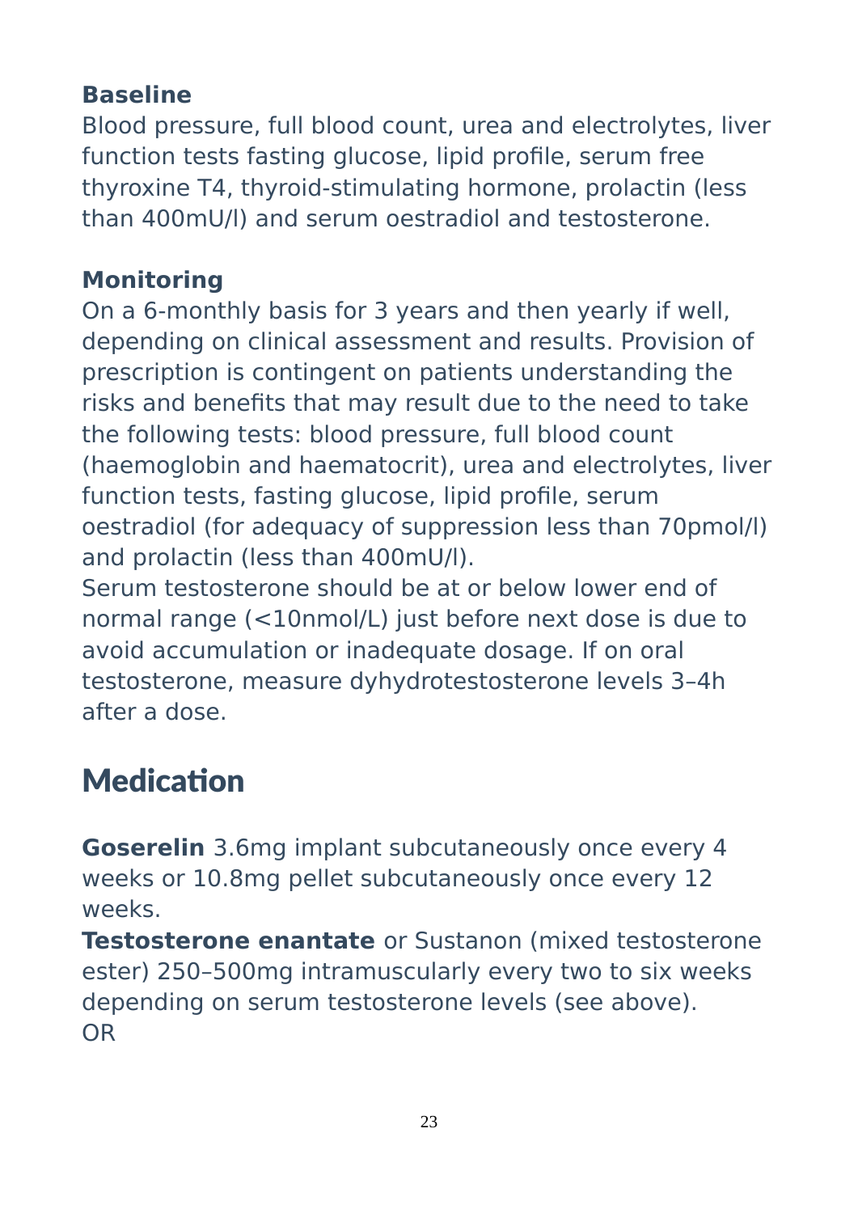**Baseline**

Blood pressure, full blood count, urea and electrolytes, liver function tests fasting glucose, lipid profile, serum free thyroxine T4, thyroid-stimulating hormone, prolactin (less than 400mU/l) and serum oestradiol and testosterone.

**Monitoring**

On a 6-monthly basis for 3 years and then yearly if well, depending on clinical assessment and results. Provision of prescription is contingent on patients understanding the risks and benefits that may result due to the need to take the following tests: blood pressure, full blood count (haemoglobin and haematocrit), urea and electrolytes, liver function tests, fasting glucose, lipid profile, serum oestradiol (for adequacy of suppression less than 70pmol/l) and prolactin (less than 400mU/l).
Serum testosterone should be at or below lower end of normal range (<10nmol/L) just before next dose is due to avoid accumulation or inadequate dosage. If on oral testosterone, measure dyhydrotestosterone levels 3–4h after a dose.

## Medication

**Goserelin** 3.6mg implant subcutaneously once every 4 weeks or 10.8mg pellet subcutaneously once every 12 weeks.
**Testosterone enantate** or Sustanon (mixed testosterone ester) 250–500mg intramuscularly every two to six weeks depending on serum testosterone levels (see above).
OR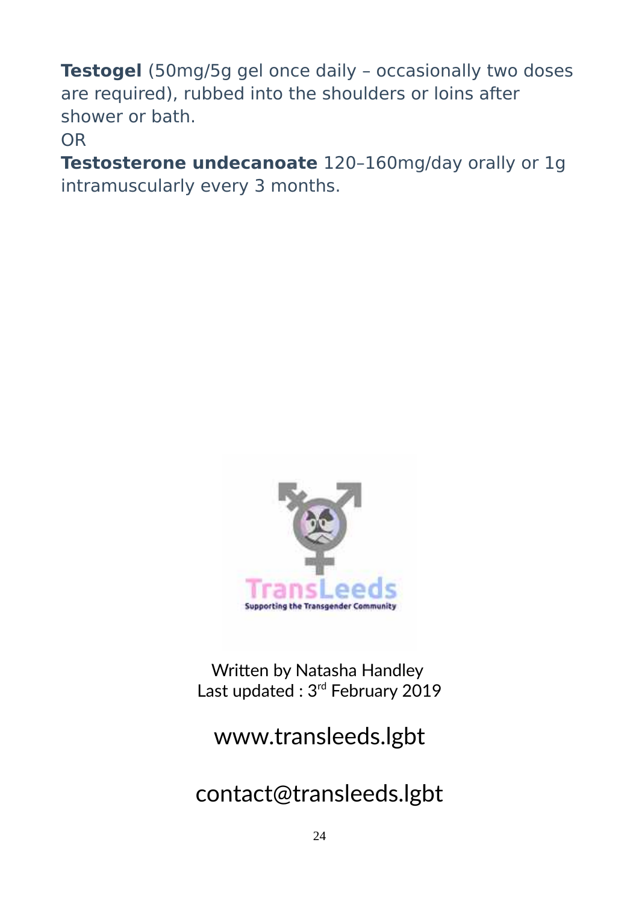**Testogel** (50mg/5g gel once daily – occasionally two doses are required), rubbed into the shoulders or loins after shower or bath.

OR

**Testosterone undecanoate** 120–160mg/day orally or 1g intramuscularly every 3 months.

TransLeeds
Supporting the Transgender Community

Written by Natasha Handley
Last updated : 3rd February 2019

www.transleeds.lgbt

contact@transleeds.lgbt